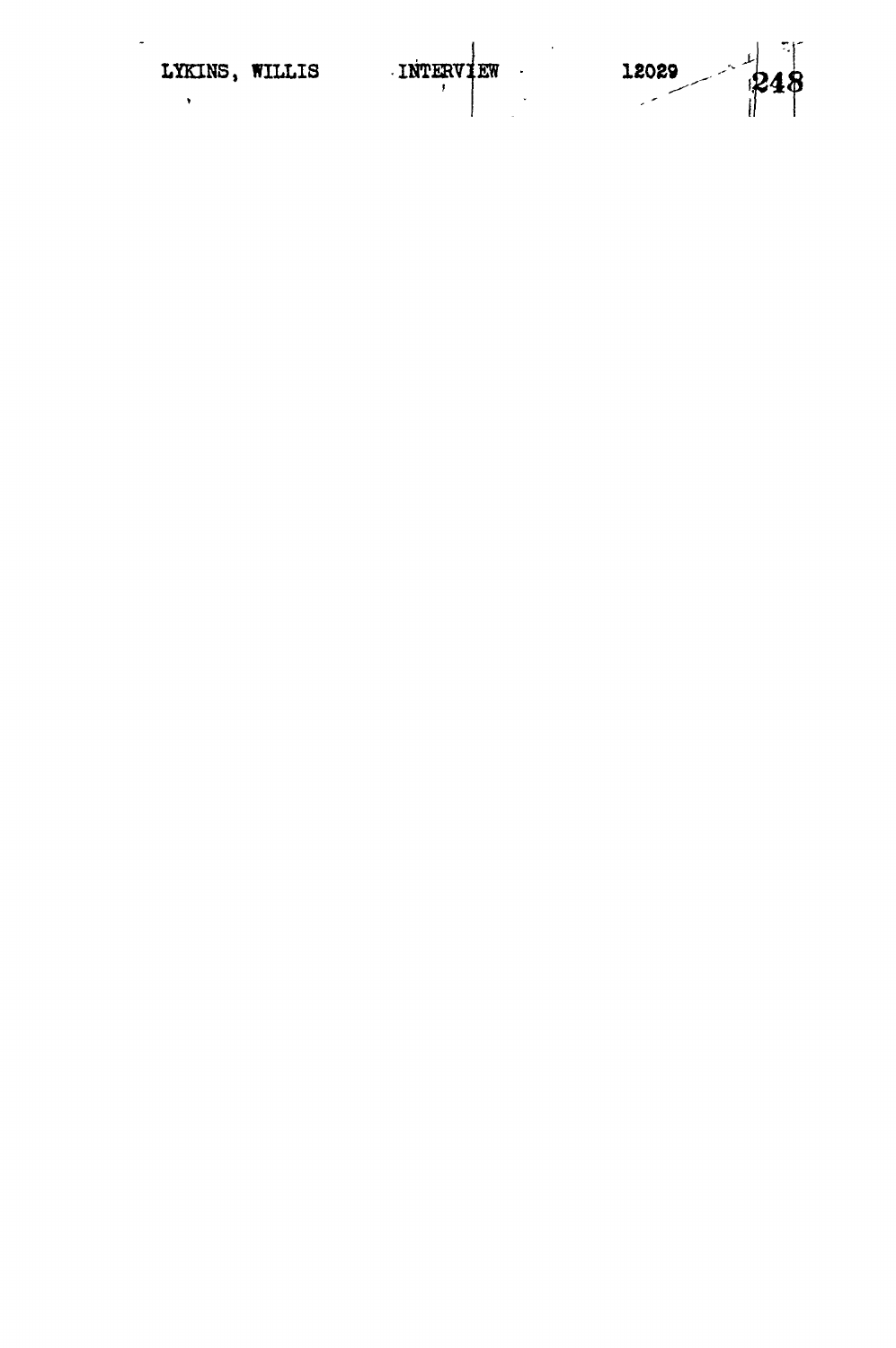LYKINS, WILLIS INTERVIEW 12029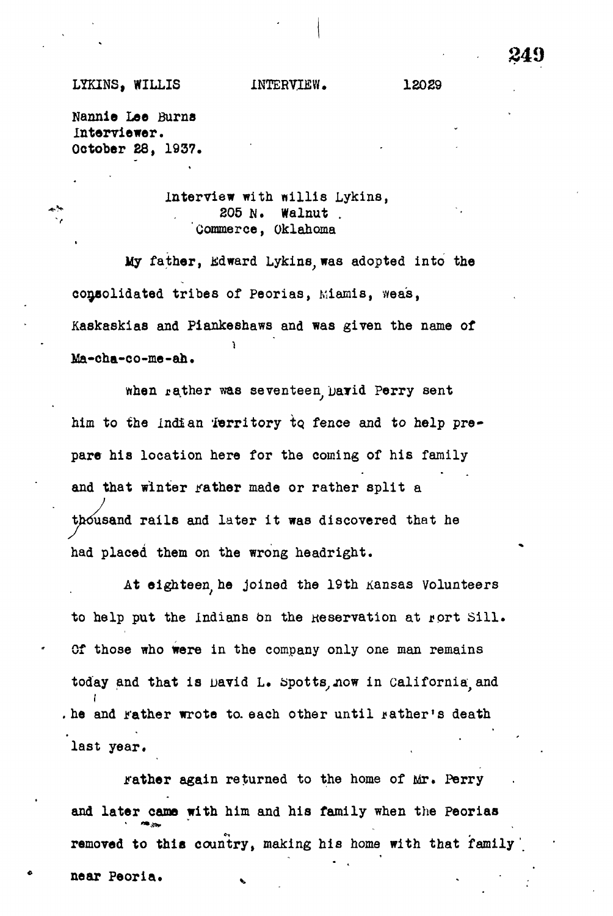LYKINS, WILLIS INTERVIEW. 12029

Nannie Lee Burns
Interviewer.
October 28, 1937.

Interview with Willis Lykins,
205 N. Walnut .
Commerce, Oklahoma

My father, Edward Lykins, was adopted into the consolidated tribes of Peorias, Miamis, Weas, Kaskaskias and Piankeshaws and was given the name of Ma-cha-co-me-ah.

When Father was seventeen, David Perry sent him to the Indian Territory to fence and to help prepare his location here for the coming of his family and that winter Father made or rather split a thousand rails and later it was discovered that he had placed them on the wrong headright.

At eighteen, he joined the 19th Kansas Volunteers to help put the Indians on the Reservation at Fort Sill. Of those who were in the company only one man remains today and that is David L. Spotts, now in California, and he and Father wrote to each other until Father's death last year.

Father again returned to the home of Mr. Perry and later came with him and his family when the Peorias removed to this country, making his home with that family near Peoria.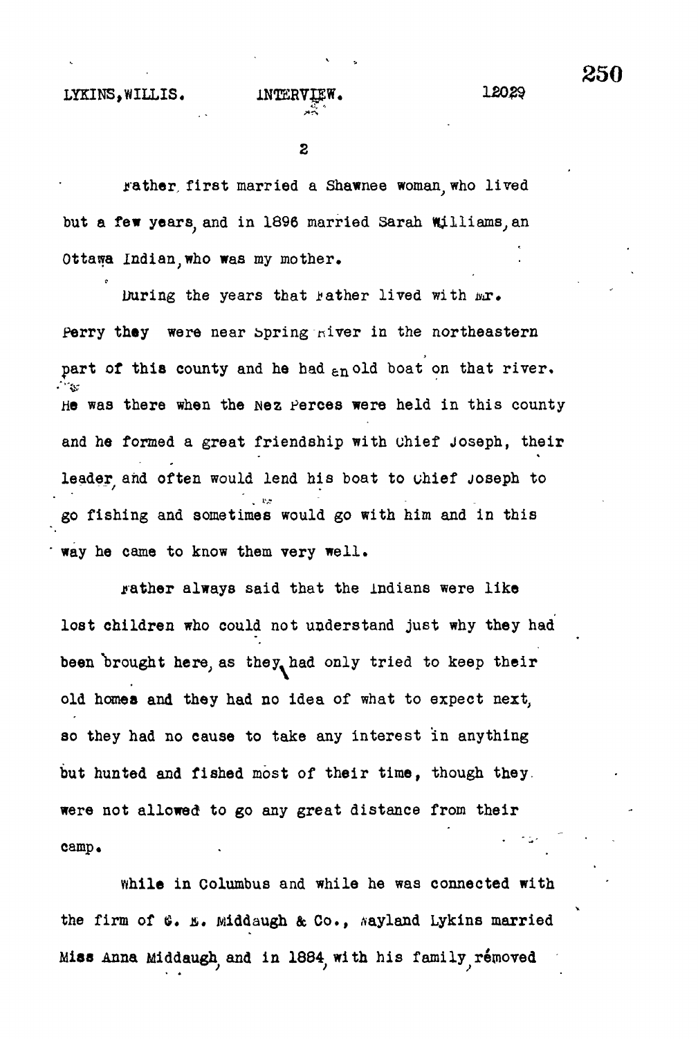Father first married a Shawnee woman, who lived but a few years, and in 1896 married Sarah Williams, an Ottawa Indian, who was my mother.

During the years that Father lived with Mr. Perry they were near Spring River in the northeastern part of this county and he had an old boat on that river. He was there when the Nez Perces were held in this county and he formed a great friendship with Chief Joseph, their leader, and often would lend his boat to Chief Joseph to go fishing and sometimes would go with him and in this way he came to know them very well.

Father always said that the Indians were like lost children who could not understand just why they had been brought here, as they had only tried to keep their old homes and they had no idea of what to expect next, so they had no cause to take any interest in anything but hunted and fished most of their time, though they were not allowed to go any great distance from their camp.

While in Columbus and while he was connected with the firm of G. E. Middaugh & Co., Wayland Lykins married Miss Anna Middaugh, and in 1884, with his family, removed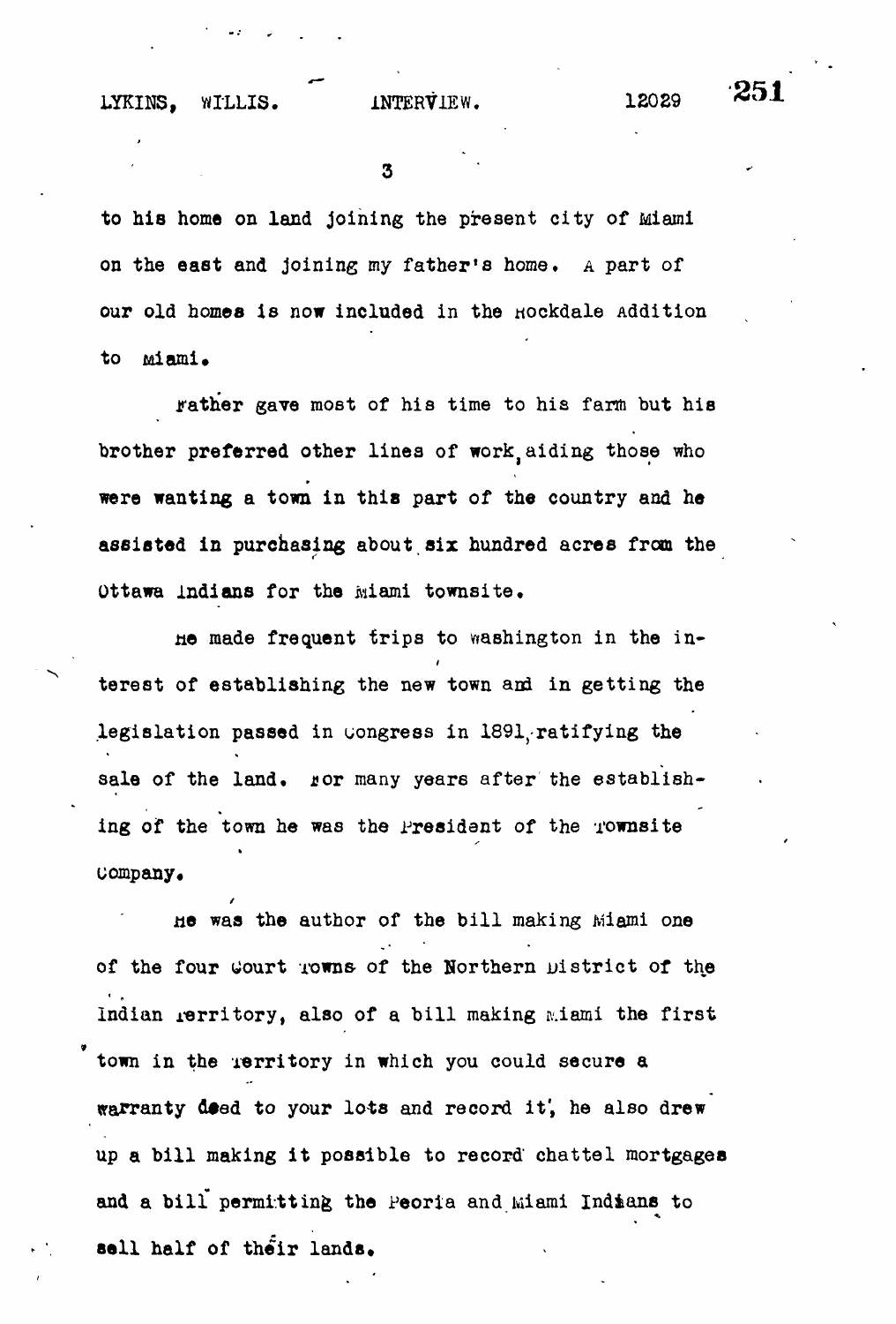to his home on land joining the present city of Miami on the east and joining my father's home. A part of our old homes is now included in the Rockdale Addition to Miami.

Father gave most of his time to his farm but his brother preferred other lines of work, aiding those who were wanting a town in this part of the country and he assisted in purchasing about six hundred acres from the Ottawa Indians for the Miami townsite.

He made frequent trips to Washington in the interest of establishing the new town and in getting the legislation passed in Congress in 1891, ratifying the sale of the land. For many years after the establishing of the town he was the President of the Townsite Company.

He was the author of the bill making Miami one of the four Court Towns of the Northern District of the Indian Territory, also of a bill making Miami the first town in the Territory in which you could secure a warranty deed to your lots and record it, he also drew up a bill making it possible to record chattel mortgages and a bill permitting the Peoria and Miami Indians to sell half of their lands.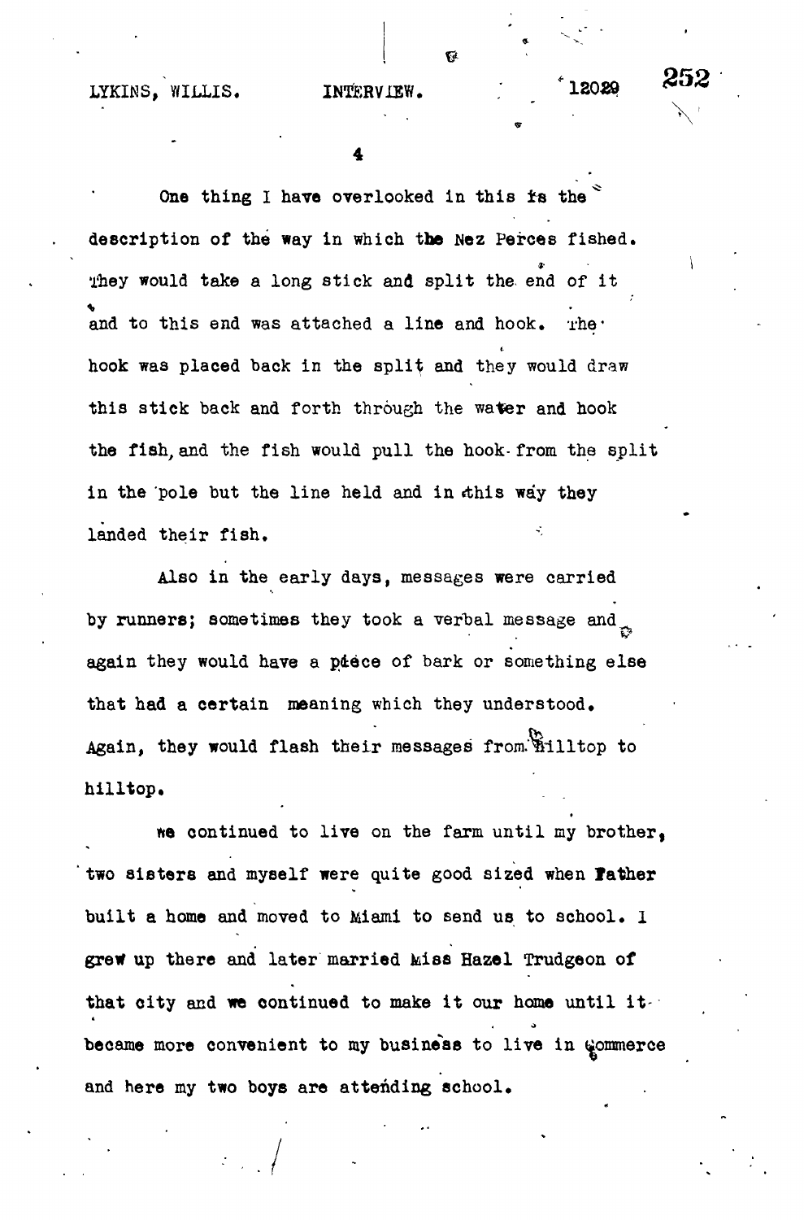One thing I have overlooked in this is the description of the way in which the Nez Perces fished. They would take a long stick and split the end of it and to this end was attached a line and hook. The hook was placed back in the split and they would draw this stick back and forth through the water and hook the fish, and the fish would pull the hook from the split in the pole but the line held and in this way they landed their fish.

Also in the early days, messages were carried by runners; sometimes they took a verbal message and again they would have a piece of bark or something else that had a certain meaning which they understood. Again, they would flash their messages from hilltop to hilltop.

We continued to live on the farm until my brother, two sisters and myself were quite good sized when Father built a home and moved to Miami to send us to school. I grew up there and later married Miss Hazel Trudgeon of that city and we continued to make it our home until it became more convenient to my business to live in Commerce and here my two boys are attending school.